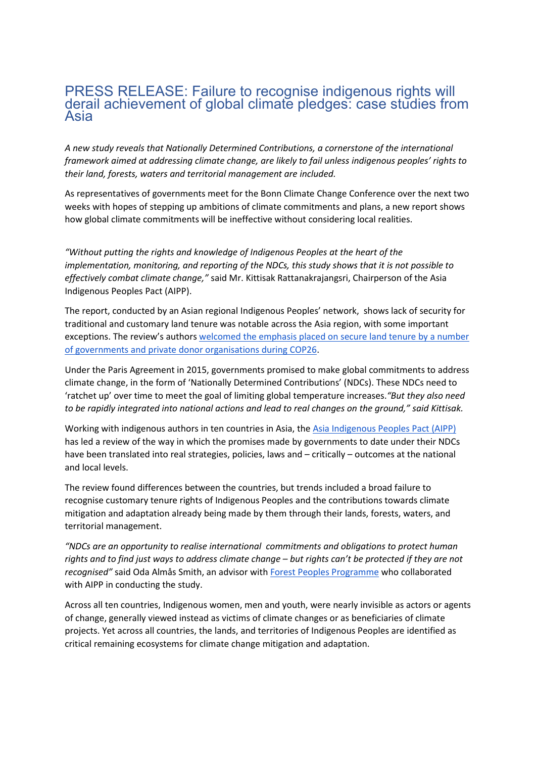# PRESS RELEASE: Failure to recognise indigenous rights will derail achievement of global climate pledges: case studies from Asia

*A new study reveals that Nationally Determined Contributions, a cornerstone of the international framework aimed at addressing climate change, are likely to fail unless indigenous peoples' rights to their land, forests, waters and territorial management are included.*

As representatives of governments meet for the Bonn Climate Change Conference over the next two weeks with hopes of stepping up ambitions of climate commitments and plans, a new report shows how global climate commitments will be ineffective without considering local realities.

*"Without putting the rights and knowledge of Indigenous Peoples at the heart of the implementation, monitoring, and reporting of the NDCs, this study shows that it is not possible to effectively combat climate change,"* said Mr. Kittisak Rattanakrajangsri, Chairperson of the Asia Indigenous Peoples Pact (AIPP).

The report, conducted by an Asian regional Indigenous Peoples' network, shows lack of security for traditional and customary land tenure was notable across the Asia region, with some important exceptions. The review's authors welcomed the emphasis placed on secure land tenure by a number of governments and private donor organisations during COP26.

Under the Paris Agreement in 2015, governments promised to make global commitments to address climate change, in the form of 'Nationally Determined Contributions' (NDCs). These NDCs need to 'ratchet up' over time to meet the goal of limiting global temperature increases. *"But they also need to be rapidly integrated into national actions and lead to real changes on the ground," said Kittisak.*

Working with indigenous authors in ten countries in Asia, the Asia Indigenous Peoples Pact (AIPP) has led a review of the way in which the promises made by governments to date under their NDCs have been translated into real strategies, policies, laws and – critically – outcomes at the national and local levels.

The review found differences between the countries, but trends included a broad failure to recognise customary tenure rights of Indigenous Peoples and the contributions towards climate mitigation and adaptation already being made by them through their lands, forests, waters, and territorial management.

*"NDCs are an opportunity to realise international commitments and obligations to protect human rights and to find just ways to address climate change – but rights can't be protected if they are not recognised"* said Oda Almås Smith, an advisor with Forest Peoples Programme who collaborated with AIPP in conducting the study.

Across all ten countries, Indigenous women, men and youth, were nearly invisible as actors or agents of change, generally viewed instead as victims of climate changes or as beneficiaries of climate projects. Yet across all countries, the lands, and territories of Indigenous Peoples are identified as critical remaining ecosystems for climate change mitigation and adaptation.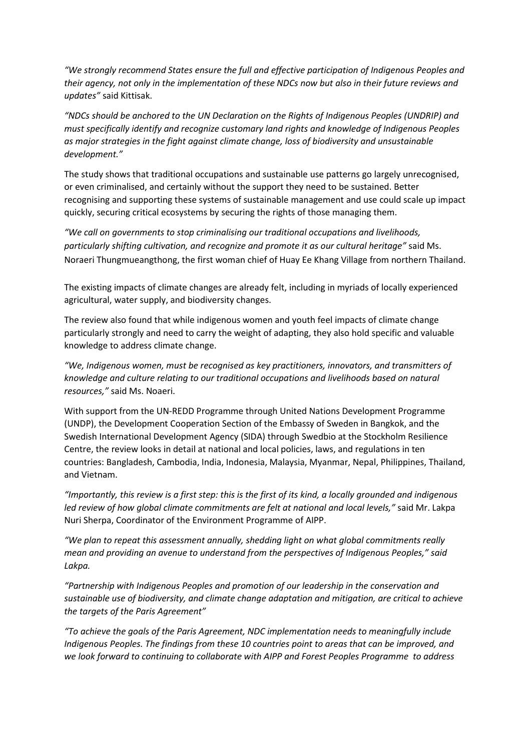*"We strongly recommend States ensure the full and effective participation of Indigenous Peoples and their agency, not only in the implementation of these NDCs now but also in their future reviews and updates"* said Kittisak.

*"NDCs should be anchored to the UN Declaration on the Rights of Indigenous Peoples (UNDRIP) and must specifically identify and recognize customary land rights and knowledge of Indigenous Peoples as major strategies in the fight against climate change, loss of biodiversity and unsustainable development."*

The study shows that traditional occupations and sustainable use patterns go largely unrecognised, or even criminalised, and certainly without the support they need to be sustained. Better recognising and supporting these systems of sustainable management and use could scale up impact quickly, securing critical ecosystems by securing the rights of those managing them.

*"We call on governments to stop criminalising our traditional occupations and livelihoods, particularly shifting cultivation, and recognize and promote it as our cultural heritage"* said Ms. Noraeri Thungmueangthong, the first woman chief of Huay Ee Khang Village from northern Thailand.

The existing impacts of climate changes are already felt, including in myriads of locally experienced agricultural, water supply, and biodiversity changes.

The review also found that while indigenous women and youth feel impacts of climate change particularly strongly and need to carry the weight of adapting, they also hold specific and valuable knowledge to address climate change.

*"We, Indigenous women, must be recognised as key practitioners, innovators, and transmitters of knowledge and culture relating to our traditional occupations and livelihoods based on natural resources,"* said Ms. Noaeri.

With support from the UN-REDD Programme through United Nations Development Programme (UNDP), the Development Cooperation Section of the Embassy of Sweden in Bangkok, and the Swedish International Development Agency (SIDA) through Swedbio at the Stockholm Resilience Centre, the review looks in detail at national and local policies, laws, and regulations in ten countries: Bangladesh, Cambodia, India, Indonesia, Malaysia, Myanmar, Nepal, Philippines, Thailand, and Vietnam.

*"Importantly, this review is a first step: this is the first of its kind, a locally grounded and indigenous led review of how global climate commitments are felt at national and local levels,"* said Mr. Lakpa Nuri Sherpa, Coordinator of the Environment Programme of AIPP.

*"We plan to repeat this assessment annually, shedding light on what global commitments really mean and providing an avenue to understand from the perspectives of Indigenous Peoples," said Lakpa.*

*"Partnership with Indigenous Peoples and promotion of our leadership in the conservation and sustainable use of biodiversity, and climate change adaptation and mitigation, are critical to achieve the targets of the Paris Agreement"*

*"To achieve the goals of the Paris Agreement, NDC implementation needs to meaningfully include Indigenous Peoples. The findings from these 10 countries point to areas that can be improved, and we look forward to continuing to collaborate with AIPP and Forest Peoples Programme to address*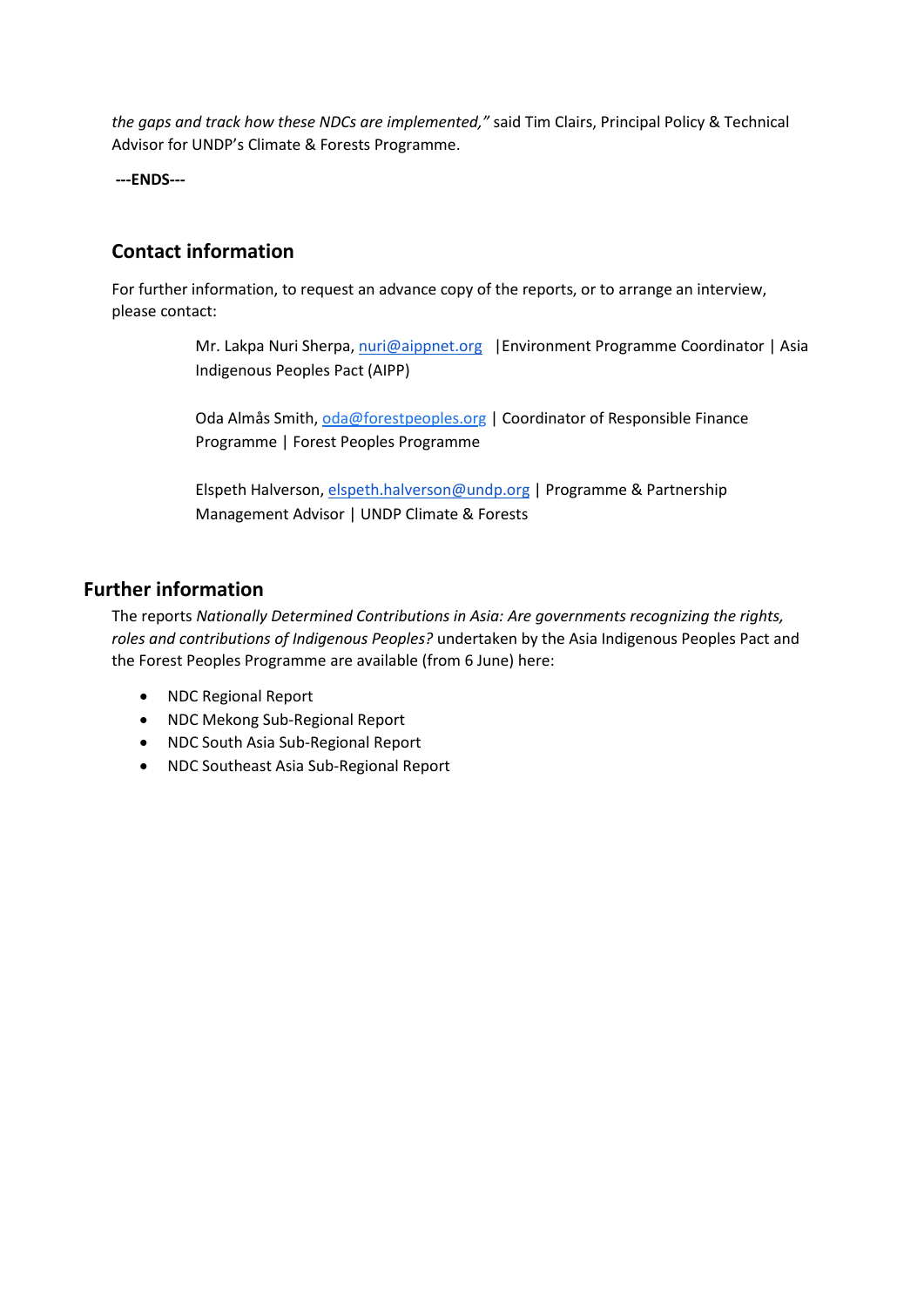*the gaps and track how these NDCs are implemented,"* said Tim Clairs, Principal Policy & Technical Advisor for UNDP's Climate & Forests Programme.

**---ENDS---**

## Contact information

For further information, to request an advance copy of the reports, or to arrange an interview, please contact:

Mr. Lakpa Nuri Sherpa, nuri@aippnet.org | Environment Programme Coordinator | Asia Indigenous Peoples Pact (AIPP)

Oda Almås Smith, oda@forestpeoples.org | Coordinator of Responsible Finance Programme | Forest Peoples Programme

Elspeth Halverson, elspeth.halverson@undp.org | Programme & Partnership Management Advisor | UNDP Climate & Forests

## Further information

The reports *Nationally Determined Contributions in Asia: Are governments recognizing the rights, roles and contributions of Indigenous Peoples?* undertaken by the Asia Indigenous Peoples Pact and the Forest Peoples Programme are available (from 6 June) here:

- NDC Regional Report
- NDC Mekong Sub-Regional Report
- NDC South Asia Sub-Regional Report
- NDC Southeast Asia Sub-Regional Report